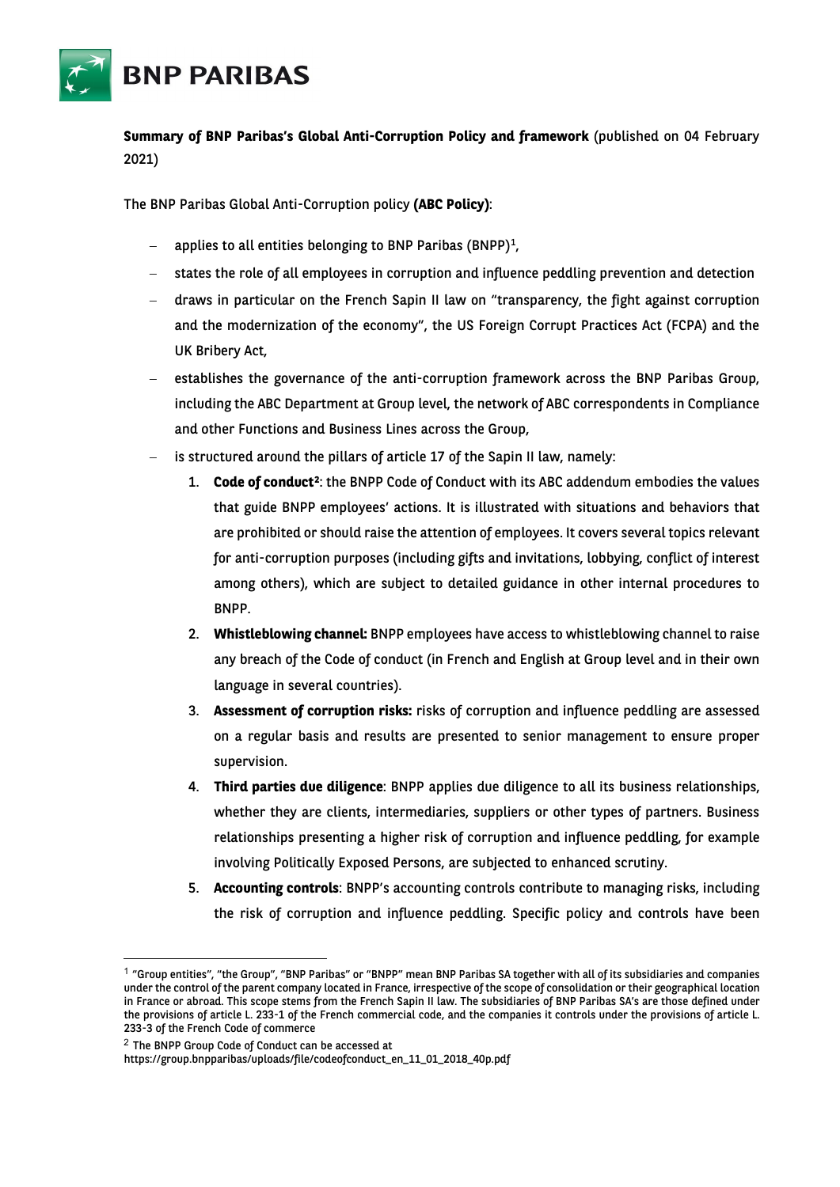**Summary of BNP Paribas's Global Anti-Corruption Policy and framework** (published on 04 February 2021)

The BNP Paribas Global Anti-Corruption policy **(ABC Policy)**:

- applies to all entities belonging to BNP Paribas (BNPP)[1],
- states the role of all employees in corruption and influence peddling prevention and detection
- draws in particular on the French Sapin II law on "transparency, the fight against corruption and the modernization of the economy", the US Foreign Corrupt Practices Act (FCPA) and the UK Bribery Act,
- establishes the governance of the anti-corruption framework across the BNP Paribas Group, including the ABC Department at Group level, the network of ABC correspondents in Compliance and other Functions and Business Lines across the Group,
- is structured around the pillars of article 17 of the Sapin II law, namely:
  1. **Code of conduct[2]**: the BNPP Code of Conduct with its ABC addendum embodies the values that guide BNPP employees' actions. It is illustrated with situations and behaviors that are prohibited or should raise the attention of employees. It covers several topics relevant for anti-corruption purposes (including gifts and invitations, lobbying, conflict of interest among others), which are subject to detailed guidance in other internal procedures to BNPP.
  2. **Whistleblowing channel:** BNPP employees have access to whistleblowing channel to raise any breach of the Code of conduct (in French and English at Group level and in their own language in several countries).
  3. **Assessment of corruption risks:** risks of corruption and influence peddling are assessed on a regular basis and results are presented to senior management to ensure proper supervision.
  4. **Third parties due diligence**: BNPP applies due diligence to all its business relationships, whether they are clients, intermediaries, suppliers or other types of partners. Business relationships presenting a higher risk of corruption and influence peddling, for example involving Politically Exposed Persons, are subjected to enhanced scrutiny.
  5. **Accounting controls**: BNPP's accounting controls contribute to managing risks, including the risk of corruption and influence peddling. Specific policy and controls have been

---

[1] "Group entities", "the Group", "BNP Paribas" or "BNPP" mean BNP Paribas SA together with all of its subsidiaries and companies under the control of the parent company located in France, irrespective of the scope of consolidation or their geographical location in France or abroad. This scope stems from the French Sapin II law. The subsidiaries of BNP Paribas SA's are those defined under the provisions of article L. 233-1 of the French commercial code, and the companies it controls under the provisions of article L. 233-3 of the French Code of commerce

[2] The BNPP Group Code of Conduct can be accessed at https://group.bnpparibas/uploads/file/codeofconduct_en_11_01_2018_40p.pdf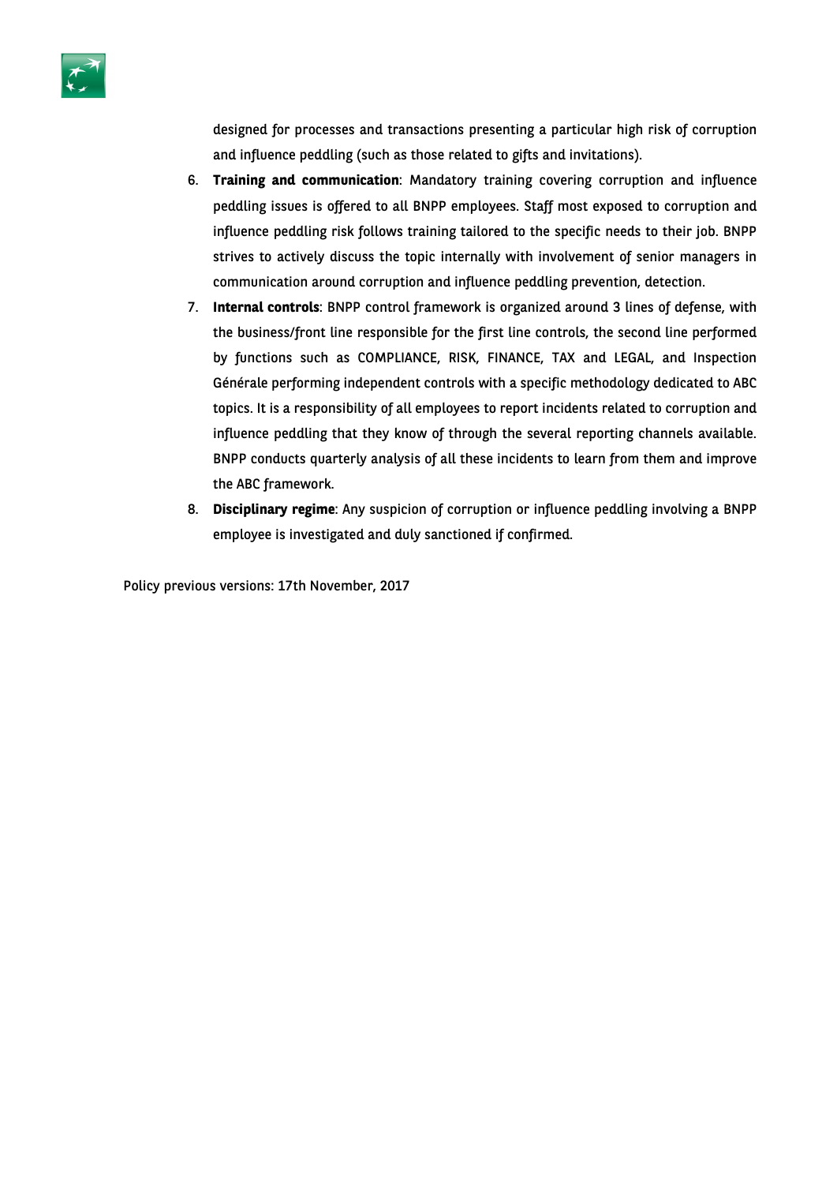designed for processes and transactions presenting a particular high risk of corruption and influence peddling (such as those related to gifts and invitations).

6. **Training and communication**: Mandatory training covering corruption and influence peddling issues is offered to all BNPP employees. Staff most exposed to corruption and influence peddling risk follows training tailored to the specific needs to their job. BNPP strives to actively discuss the topic internally with involvement of senior managers in communication around corruption and influence peddling prevention, detection.
7. **Internal controls**: BNPP control framework is organized around 3 lines of defense, with the business/front line responsible for the first line controls, the second line performed by functions such as COMPLIANCE, RISK, FINANCE, TAX and LEGAL, and Inspection Générale performing independent controls with a specific methodology dedicated to ABC topics. It is a responsibility of all employees to report incidents related to corruption and influence peddling that they know of through the several reporting channels available. BNPP conducts quarterly analysis of all these incidents to learn from them and improve the ABC framework.
8. **Disciplinary regime**: Any suspicion of corruption or influence peddling involving a BNPP employee is investigated and duly sanctioned if confirmed.

Policy previous versions: 17th November, 2017